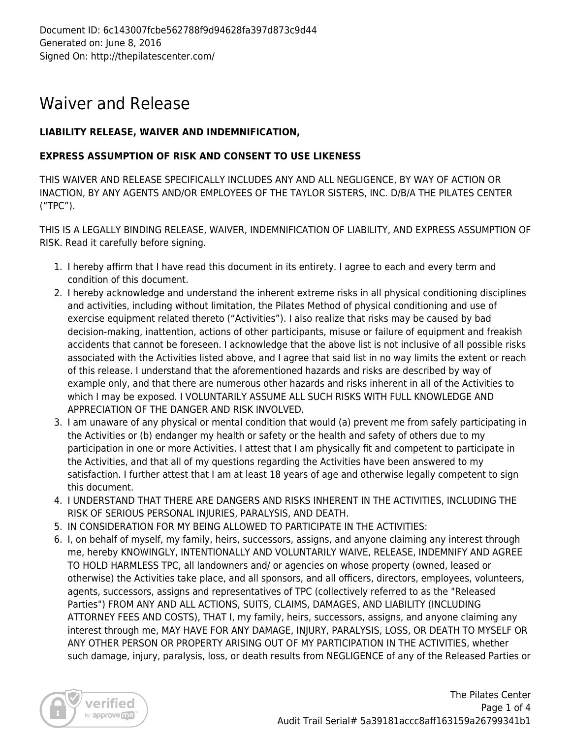Document ID: 6c143007fcbe562788f9d94628fa397d873c9d44
Generated on: June 8, 2016
Signed On: http://thepilatescenter.com/

# Waiver and Release

**LIABILITY RELEASE, WAIVER AND INDEMNIFICATION,**

**EXPRESS ASSUMPTION OF RISK AND CONSENT TO USE LIKENESS**

THIS WAIVER AND RELEASE SPECIFICALLY INCLUDES ANY AND ALL NEGLIGENCE, BY WAY OF ACTION OR INACTION, BY ANY AGENTS AND/OR EMPLOYEES OF THE TAYLOR SISTERS, INC. D/B/A THE PILATES CENTER ("TPC").

THIS IS A LEGALLY BINDING RELEASE, WAIVER, INDEMNIFICATION OF LIABILITY, AND EXPRESS ASSUMPTION OF RISK. Read it carefully before signing.

1. I hereby affirm that I have read this document in its entirety. I agree to each and every term and condition of this document.
2. I hereby acknowledge and understand the inherent extreme risks in all physical conditioning disciplines and activities, including without limitation, the Pilates Method of physical conditioning and use of exercise equipment related thereto ("Activities"). I also realize that risks may be caused by bad decision-making, inattention, actions of other participants, misuse or failure of equipment and freakish accidents that cannot be foreseen. I acknowledge that the above list is not inclusive of all possible risks associated with the Activities listed above, and I agree that said list in no way limits the extent or reach of this release. I understand that the aforementioned hazards and risks are described by way of example only, and that there are numerous other hazards and risks inherent in all of the Activities to which I may be exposed. I VOLUNTARILY ASSUME ALL SUCH RISKS WITH FULL KNOWLEDGE AND APPRECIATION OF THE DANGER AND RISK INVOLVED.
3. I am unaware of any physical or mental condition that would (a) prevent me from safely participating in the Activities or (b) endanger my health or safety or the health and safety of others due to my participation in one or more Activities. I attest that I am physically fit and competent to participate in the Activities, and that all of my questions regarding the Activities have been answered to my satisfaction. I further attest that I am at least 18 years of age and otherwise legally competent to sign this document.
4. I UNDERSTAND THAT THERE ARE DANGERS AND RISKS INHERENT IN THE ACTIVITIES, INCLUDING THE RISK OF SERIOUS PERSONAL INJURIES, PARALYSIS, AND DEATH.
5. IN CONSIDERATION FOR MY BEING ALLOWED TO PARTICIPATE IN THE ACTIVITIES:
6. I, on behalf of myself, my family, heirs, successors, assigns, and anyone claiming any interest through me, hereby KNOWINGLY, INTENTIONALLY AND VOLUNTARILY WAIVE, RELEASE, INDEMNIFY AND AGREE TO HOLD HARMLESS TPC, all landowners and/ or agencies on whose property (owned, leased or otherwise) the Activities take place, and all sponsors, and all officers, directors, employees, volunteers, agents, successors, assigns and representatives of TPC (collectively referred to as the "Released Parties") FROM ANY AND ALL ACTIONS, SUITS, CLAIMS, DAMAGES, AND LIABILITY (INCLUDING ATTORNEY FEES AND COSTS), THAT I, my family, heirs, successors, assigns, and anyone claiming any interest through me, MAY HAVE FOR ANY DAMAGE, INJURY, PARALYSIS, LOSS, OR DEATH TO MYSELF OR ANY OTHER PERSON OR PROPERTY ARISING OUT OF MY PARTICIPATION IN THE ACTIVITIES, whether such damage, injury, paralysis, loss, or death results from NEGLIGENCE of any of the Released Parties or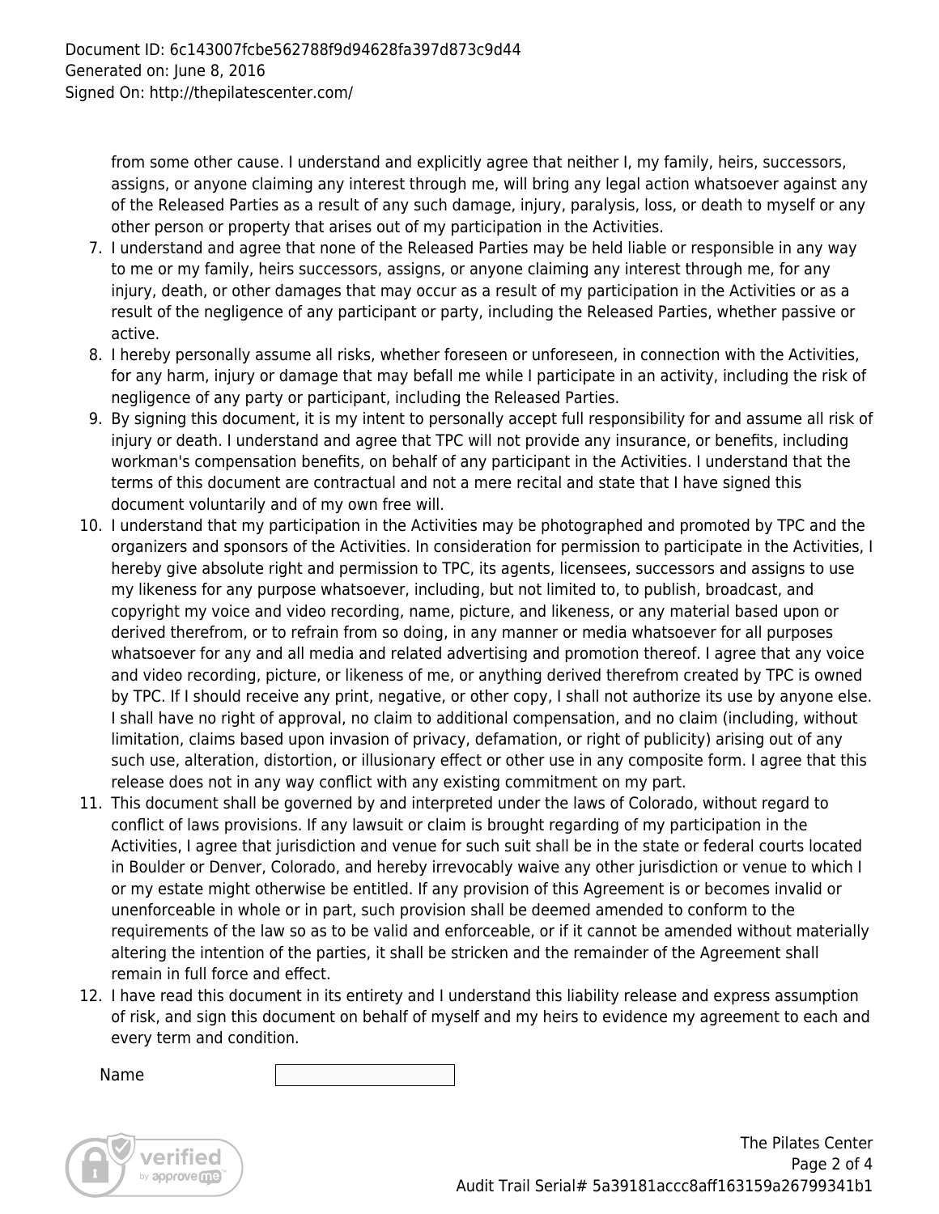from some other cause. I understand and explicitly agree that neither I, my family, heirs, successors, assigns, or anyone claiming any interest through me, will bring any legal action whatsoever against any of the Released Parties as a result of any such damage, injury, paralysis, loss, or death to myself or any other person or property that arises out of my participation in the Activities.

7. I understand and agree that none of the Released Parties may be held liable or responsible in any way to me or my family, heirs successors, assigns, or anyone claiming any interest through me, for any injury, death, or other damages that may occur as a result of my participation in the Activities or as a result of the negligence of any participant or party, including the Released Parties, whether passive or active.
8. I hereby personally assume all risks, whether foreseen or unforeseen, in connection with the Activities, for any harm, injury or damage that may befall me while I participate in an activity, including the risk of negligence of any party or participant, including the Released Parties.
9. By signing this document, it is my intent to personally accept full responsibility for and assume all risk of injury or death. I understand and agree that TPC will not provide any insurance, or benefits, including workman's compensation benefits, on behalf of any participant in the Activities. I understand that the terms of this document are contractual and not a mere recital and state that I have signed this document voluntarily and of my own free will.
10. I understand that my participation in the Activities may be photographed and promoted by TPC and the organizers and sponsors of the Activities. In consideration for permission to participate in the Activities, I hereby give absolute right and permission to TPC, its agents, licensees, successors and assigns to use my likeness for any purpose whatsoever, including, but not limited to, to publish, broadcast, and copyright my voice and video recording, name, picture, and likeness, or any material based upon or derived therefrom, or to refrain from so doing, in any manner or media whatsoever for all purposes whatsoever for any and all media and related advertising and promotion thereof. I agree that any voice and video recording, picture, or likeness of me, or anything derived therefrom created by TPC is owned by TPC. If I should receive any print, negative, or other copy, I shall not authorize its use by anyone else. I shall have no right of approval, no claim to additional compensation, and no claim (including, without limitation, claims based upon invasion of privacy, defamation, or right of publicity) arising out of any such use, alteration, distortion, or illusionary effect or other use in any composite form. I agree that this release does not in any way conflict with any existing commitment on my part.
11. This document shall be governed by and interpreted under the laws of Colorado, without regard to conflict of laws provisions. If any lawsuit or claim is brought regarding of my participation in the Activities, I agree that jurisdiction and venue for such suit shall be in the state or federal courts located in Boulder or Denver, Colorado, and hereby irrevocably waive any other jurisdiction or venue to which I or my estate might otherwise be entitled. If any provision of this Agreement is or becomes invalid or unenforceable in whole or in part, such provision shall be deemed amended to conform to the requirements of the law so as to be valid and enforceable, or if it cannot be amended without materially altering the intention of the parties, it shall be stricken and the remainder of the Agreement shall remain in full force and effect.
12. I have read this document in its entirety and I understand this liability release and express assumption of risk, and sign this document on behalf of myself and my heirs to evidence my agreement to each and every term and condition.

Name ____________________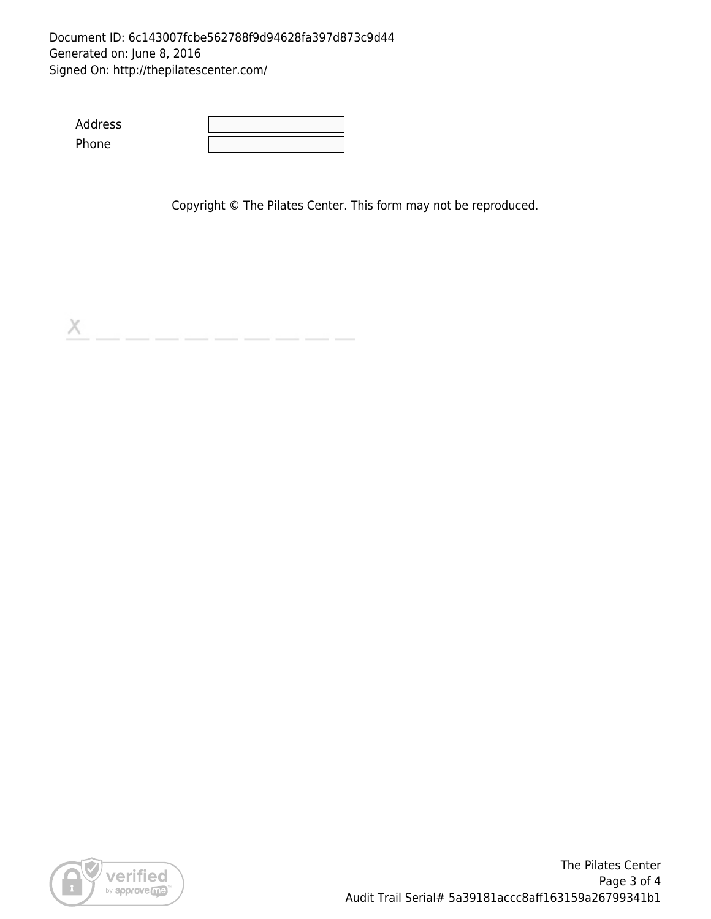Document ID: 6c143007fcbe562788f9d94628fa397d873c9d44
Generated on: June 8, 2016
Signed On: http://thepilatescenter.com/

| | |
|---|---|
| Address | |
| Phone | |

Copyright © The Pilates Center. This form may not be reproduced.

X _ _ _ _ _ _ _ _ _

The Pilates Center

Audit Trail Serial# 5a39181accc8aff163159a26799341b1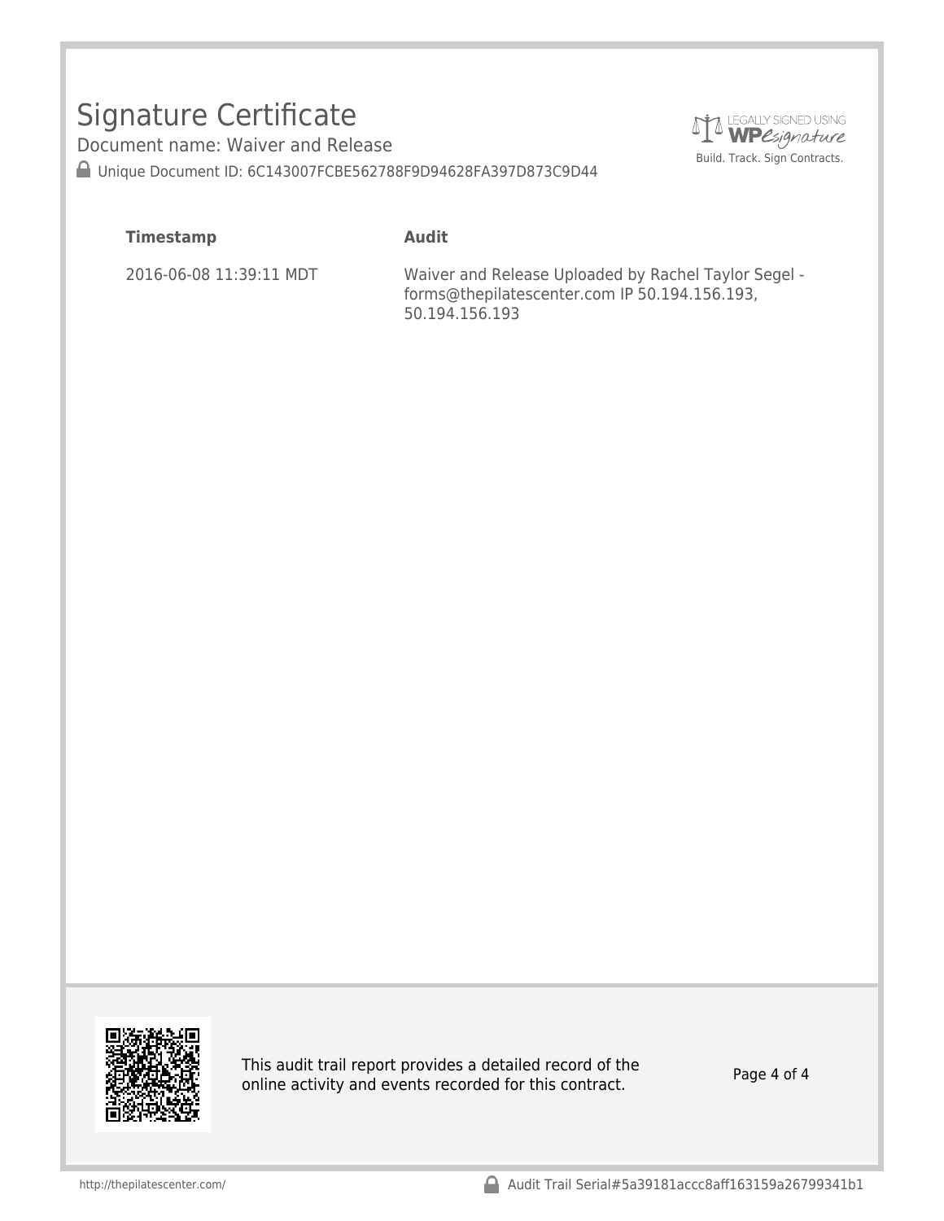# Signature Certificate

Document name: Waiver and Release

Unique Document ID: 6C143007FCBE562788F9D94628FA397D873C9D44

LEGALLY SIGNED USING WPesignature
Build. Track. Sign Contracts.

| Timestamp | Audit |
| --- | --- |
| 2016-06-08 11:39:11 MDT | Waiver and Release Uploaded by Rachel Taylor Segel - forms@thepilatescenter.com IP 50.194.156.193, 50.194.156.193 |

This audit trail report provides a detailed record of the online activity and events recorded for this contract.

http://thepilatescenter.com/

Audit Trail Serial#5a39181accc8aff163159a26799341b1